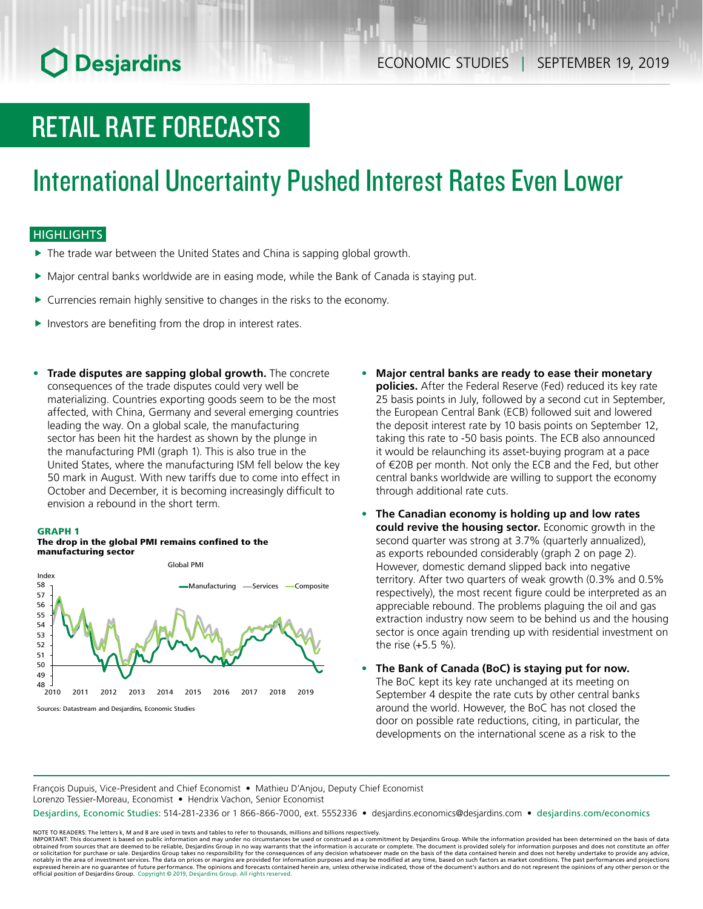# RETAIL RATE FORECASTS

## International Uncertainty Pushed Interest Rates Even Lower

### HIGHLIGHTS

- The trade war between the United States and China is sapping global growth.
- Major central banks worldwide are in easing mode, while the Bank of Canada is staying put.
- Currencies remain highly sensitive to changes in the risks to the economy.
- Investors are benefiting from the drop in interest rates.

- **Trade disputes are sapping global growth.** The concrete consequences of the trade disputes could very well be materializing. Countries exporting goods seem to be the most affected, with China, Germany and several emerging countries leading the way. On a global scale, the manufacturing sector has been hit the hardest as shown by the plunge in the manufacturing PMI (graph 1). This is also true in the United States, where the manufacturing ISM fell below the key 50 mark in August. With new tariffs due to come into effect in October and December, it is becoming increasingly difficult to envision a rebound in the short term.

**GRAPH 1**
**The drop in the global PMI remains confined to the manufacturing sector**

Sources: Datastream and Desjardins, Economic Studies

- **Major central banks are ready to ease their monetary policies.** After the Federal Reserve (Fed) reduced its key rate 25 basis points in July, followed by a second cut in September, the European Central Bank (ECB) followed suit and lowered the deposit interest rate by 10 basis points on September 12, taking this rate to -50 basis points. The ECB also announced it would be relaunching its asset-buying program at a pace of €20B per month. Not only the ECB and the Fed, but other central banks worldwide are willing to support the economy through additional rate cuts.

- **The Canadian economy is holding up and low rates could revive the housing sector.** Economic growth in the second quarter was strong at 3.7% (quarterly annualized), as exports rebounded considerably (graph 2 on page 2). However, domestic demand slipped back into negative territory. After two quarters of weak growth (0.3% and 0.5% respectively), the most recent figure could be interpreted as an appreciable rebound. The problems plaguing the oil and gas extraction industry now seem to be behind us and the housing sector is once again trending up with residential investment on the rise (+5.5 %).

- **The Bank of Canada (BoC) is staying put for now.** The BoC kept its key rate unchanged at its meeting on September 4 despite the rate cuts by other central banks around the world. However, the BoC has not closed the door on possible rate reductions, citing, in particular, the developments on the international scene as a risk to the

---

François Dupuis, Vice-President and Chief Economist • Mathieu D'Anjou, Deputy Chief Economist
Lorenzo Tessier-Moreau, Economist • Hendrix Vachon, Senior Economist

Desjardins, Economic Studies: 514-281-2336 or 1 866-866-7000, ext. 5552336 • desjardins.economics@desjardins.com • desjardins.com/economics

NOTE TO READERS: The letters k, M and B are used in texts and tables to refer to thousands, millions and billions respectively.
IMPORTANT: This document is based on public information and may under no circumstances be used or construed as a commitment by Desjardins Group. While the information provided has been determined on the basis of data obtained from sources that are deemed to be reliable, Desjardins Group in no way warrants that the information is accurate or complete. The document is provided solely for information purposes and does not constitute an offer or solicitation for purchase or sale. Desjardins Group takes no responsibility for the consequences of any decision whatsoever made on the basis of the data contained herein and does not hereby undertake to provide any advice, notably in the area of investment services. The data on prices or margins are provided for information purposes and may be modified at any time, based on such factors as market conditions. The past performances and projections expressed herein are no guarantee of future performance. The opinions and forecasts contained herein are, unless otherwise indicated, those of the document's authors and do not represent the opinions of any other person or the official position of Desjardins Group. Copyright © 2019, Desjardins Group. All rights reserved.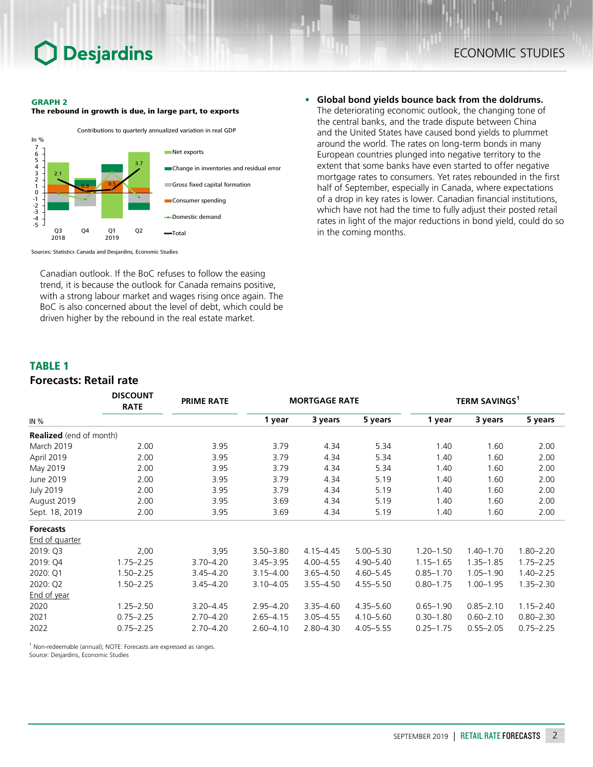**GRAPH 2**
**The rebound in growth is due, in large part, to exports**

Contributions to quarterly annualized variation in real GDP

Sources: Statistics Canada and Desjardins, Economic Studies

Canadian outlook. If the BoC refuses to follow the easing trend, it is because the outlook for Canada remains positive, with a strong labour market and wages rising once again. The BoC is also concerned about the level of debt, which could be driven higher by the rebound in the real estate market.

- **Global bond yields bounce back from the doldrums.** The deteriorating economic outlook, the changing tone of the central banks, and the trade dispute between China and the United States have caused bond yields to plummet around the world. The rates on long-term bonds in many European countries plunged into negative territory to the extent that some banks have even started to offer negative mortgage rates to consumers. Yet rates rebounded in the first half of September, especially in Canada, where expectations of a drop in key rates is lower. Canadian financial institutions, which have not had the time to fully adjust their posted retail rates in light of the major reductions in bond yield, could do so in the coming months.

## TABLE 1
### Forecasts: Retail rate

| IN % | DISCOUNT RATE | PRIME RATE | MORTGAGE RATE | | | TERM SAVINGS[1] | | |
|---|---|---|---|---|---|---|---|---|
| | | | 1 year | 3 years | 5 years | 1 year | 3 years | 5 years |
| **Realized** (end of month) | | | | | | | | |
| March 2019 | 2.00 | 3.95 | 3.79 | 4.34 | 5.34 | 1.40 | 1.60 | 2.00 |
| April 2019 | 2.00 | 3.95 | 3.79 | 4.34 | 5.34 | 1.40 | 1.60 | 2.00 |
| May 2019 | 2.00 | 3.95 | 3.79 | 4.34 | 5.34 | 1.40 | 1.60 | 2.00 |
| June 2019 | 2.00 | 3.95 | 3.79 | 4.34 | 5.19 | 1.40 | 1.60 | 2.00 |
| July 2019 | 2.00 | 3.95 | 3.79 | 4.34 | 5.19 | 1.40 | 1.60 | 2.00 |
| August 2019 | 2.00 | 3.95 | 3.69 | 4.34 | 5.19 | 1.40 | 1.60 | 2.00 |
| Sept. 18, 2019 | 2.00 | 3.95 | 3.69 | 4.34 | 5.19 | 1.40 | 1.60 | 2.00 |
| **Forecasts** | | | | | | | | |
| End of quarter | | | | | | | | |
| 2019: Q3 | 2,00 | 3,95 | 3.50–3.80 | 4.15–4.45 | 5.00–5.30 | 1.20–1.50 | 1.40–1.70 | 1.80–2.20 |
| 2019: Q4 | 1.75–2.25 | 3.70–4.20 | 3.45–3.95 | 4.00–4.55 | 4.90–5.40 | 1.15–1.65 | 1.35–1.85 | 1.75–2.25 |
| 2020: Q1 | 1.50–2.25 | 3.45–4.20 | 3.15–4.00 | 3.65–4.50 | 4.60–5.45 | 0.85–1.70 | 1.05–1.90 | 1.40–2.25 |
| 2020: Q2 | 1.50–2.25 | 3.45–4.20 | 3.10–4.05 | 3.55–4.50 | 4.55–5.50 | 0.80–1.75 | 1.00–1.95 | 1.35–2.30 |
| End of year | | | | | | | | |
| 2020 | 1.25–2.50 | 3.20–4.45 | 2.95–4.20 | 3.35–4.60 | 4.35–5.60 | 0.65–1.90 | 0.85–2.10 | 1.15–2.40 |
| 2021 | 0.75–2.25 | 2.70–4.20 | 2.65–4.15 | 3.05–4.55 | 4.10–5.60 | 0.30–1.80 | 0.60–2.10 | 0.80–2.30 |
| 2022 | 0.75–2.25 | 2.70–4.20 | 2.60–4.10 | 2.80–4.30 | 4.05–5.55 | 0.25–1.75 | 0.55–2.05 | 0.75–2.25 |

[1] Non-redeemable (annual); NOTE: Forecasts are expressed as ranges.
Source: Desjardins, Economic Studies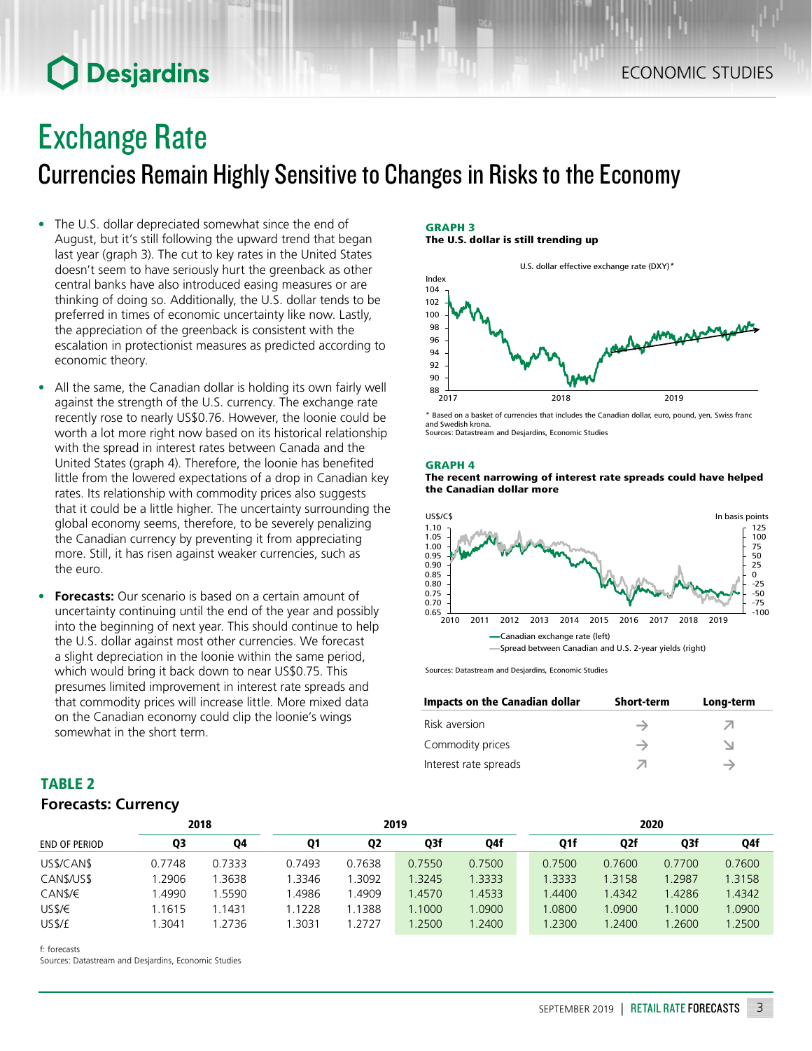# Exchange Rate

## Currencies Remain Highly Sensitive to Changes in Risks to the Economy

- The U.S. dollar depreciated somewhat since the end of August, but it's still following the upward trend that began last year (graph 3). The cut to key rates in the United States doesn't seem to have seriously hurt the greenback as other central banks have also introduced easing measures or are thinking of doing so. Additionally, the U.S. dollar tends to be preferred in times of economic uncertainty like now. Lastly, the appreciation of the greenback is consistent with the escalation in protectionist measures as predicted according to economic theory.
- All the same, the Canadian dollar is holding its own fairly well against the strength of the U.S. currency. The exchange rate recently rose to nearly US$0.76. However, the loonie could be worth a lot more right now based on its historical relationship with the spread in interest rates between Canada and the United States (graph 4). Therefore, the loonie has benefited little from the lowered expectations of a drop in Canadian key rates. Its relationship with commodity prices also suggests that it could be a little higher. The uncertainty surrounding the global economy seems, therefore, to be severely penalizing the Canadian currency by preventing it from appreciating more. Still, it has risen against weaker currencies, such as the euro.
- **Forecasts:** Our scenario is based on a certain amount of uncertainty continuing until the end of the year and possibly into the beginning of next year. This should continue to help the U.S. dollar against most other currencies. We forecast a slight depreciation in the loonie within the same period, which would bring it back down to near US$0.75. This presumes limited improvement in interest rate spreads and that commodity prices will increase little. More mixed data on the Canadian economy could clip the loonie's wings somewhat in the short term.

**GRAPH 3**
**The U.S. dollar is still trending up**

U.S. dollar effective exchange rate (DXY)*

* Based on a basket of currencies that includes the Canadian dollar, euro, pound, yen, Swiss franc and Swedish krona.
Sources: Datastream and Desjardins, Economic Studies

**GRAPH 4**
**The recent narrowing of interest rate spreads could have helped the Canadian dollar more**

—Canadian exchange rate (left)
—Spread between Canadian and U.S. 2-year yields (right)

Sources: Datastream and Desjardins, Economic Studies

| Impacts on the Canadian dollar | Short-term | Long-term |
|---|---|---|
| Risk aversion | → | ↗ |
| Commodity prices | → | ↘ |
| Interest rate spreads | ↗ | → |

**TABLE 2**
**Forecasts: Currency**

| | 2018 | | 2019 | | | | 2020 | | | |
|---|---|---|---|---|---|---|---|---|---|---|
| END OF PERIOD | Q3 | Q4 | Q1 | Q2 | Q3f | Q4f | Q1f | Q2f | Q3f | Q4f |
| US$/CAN$ | 0.7748 | 0.7333 | 0.7493 | 0.7638 | 0.7550 | 0.7500 | 0.7500 | 0.7600 | 0.7700 | 0.7600 |
| CAN$/US$ | 1.2906 | 1.3638 | 1.3346 | 1.3092 | 1.3245 | 1.3333 | 1.3333 | 1.3158 | 1.2987 | 1.3158 |
| CAN$/€ | 1.4990 | 1.5590 | 1.4986 | 1.4909 | 1.4570 | 1.4533 | 1.4400 | 1.4342 | 1.4286 | 1.4342 |
| US$/€ | 1.1615 | 1.1431 | 1.1228 | 1.1388 | 1.1000 | 1.0900 | 1.0800 | 1.0900 | 1.1000 | 1.0900 |
| US$/£ | 1.3041 | 1.2736 | 1.3031 | 1.2727 | 1.2500 | 1.2400 | 1.2300 | 1.2400 | 1.2600 | 1.2500 |

f: forecasts
Sources: Datastream and Desjardins, Economic Studies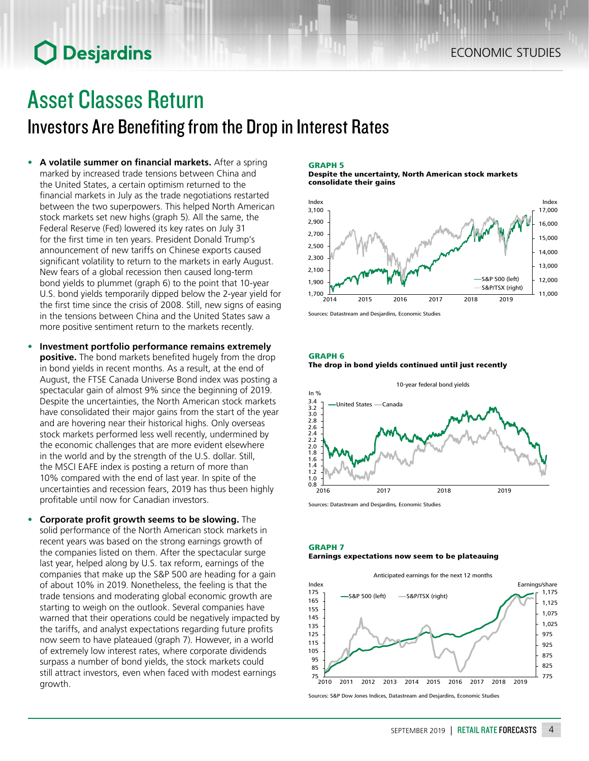# Asset Classes Return

## Investors Are Benefiting from the Drop in Interest Rates

- **A volatile summer on financial markets.** After a spring marked by increased trade tensions between China and the United States, a certain optimism returned to the financial markets in July as the trade negotiations restarted between the two superpowers. This helped North American stock markets set new highs (graph 5). All the same, the Federal Reserve (Fed) lowered its key rates on July 31 for the first time in ten years. President Donald Trump's announcement of new tariffs on Chinese exports caused significant volatility to return to the markets in early August. New fears of a global recession then caused long-term bond yields to plummet (graph 6) to the point that 10-year U.S. bond yields temporarily dipped below the 2-year yield for the first time since the crisis of 2008. Still, new signs of easing in the tensions between China and the United States saw a more positive sentiment return to the markets recently.

- **Investment portfolio performance remains extremely positive.** The bond markets benefited hugely from the drop in bond yields in recent months. As a result, at the end of August, the FTSE Canada Universe Bond index was posting a spectacular gain of almost 9% since the beginning of 2019. Despite the uncertainties, the North American stock markets have consolidated their major gains from the start of the year and are hovering near their historical highs. Only overseas stock markets performed less well recently, undermined by the economic challenges that are more evident elsewhere in the world and by the strength of the U.S. dollar. Still, the MSCI EAFE index is posting a return of more than 10% compared with the end of last year. In spite of the uncertainties and recession fears, 2019 has thus been highly profitable until now for Canadian investors.

- **Corporate profit growth seems to be slowing.** The solid performance of the North American stock markets in recent years was based on the strong earnings growth of the companies listed on them. After the spectacular surge last year, helped along by U.S. tax reform, earnings of the companies that make up the S&P 500 are heading for a gain of about 10% in 2019. Nonetheless, the feeling is that the trade tensions and moderating global economic growth are starting to weigh on the outlook. Several companies have warned that their operations could be negatively impacted by the tariffs, and analyst expectations regarding future profits now seem to have plateaued (graph 7). However, in a world of extremely low interest rates, where corporate dividends surpass a number of bond yields, the stock markets could still attract investors, even when faced with modest earnings growth.

**GRAPH 5**
**Despite the uncertainty, North American stock markets consolidate their gains**

Sources: Datastream and Desjardins, Economic Studies

**GRAPH 6**
**The drop in bond yields continued until just recently**

Sources: Datastream and Desjardins, Economic Studies

**GRAPH 7**
**Earnings expectations now seem to be plateauing**

Sources: S&P Dow Jones Indices, Datastream and Desjardins, Economic Studies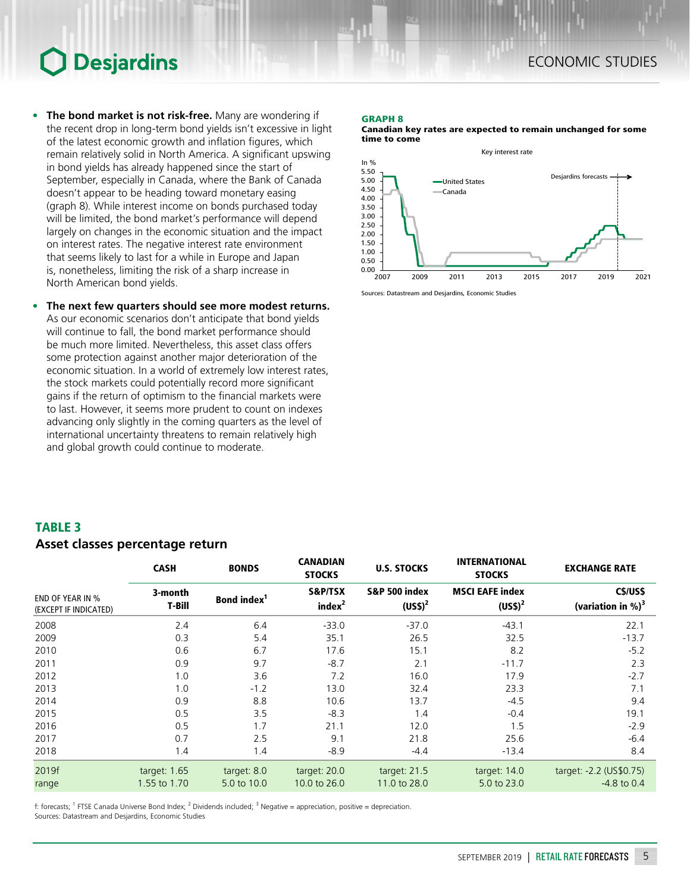- **The bond market is not risk-free.** Many are wondering if the recent drop in long-term bond yields isn't excessive in light of the latest economic growth and inflation figures, which remain relatively solid in North America. A significant upswing in bond yields has already happened since the start of September, especially in Canada, where the Bank of Canada doesn't appear to be heading toward monetary easing (graph 8). While interest income on bonds purchased today will be limited, the bond market's performance will depend largely on changes in the economic situation and the impact on interest rates. The negative interest rate environment that seems likely to last for a while in Europe and Japan is, nonetheless, limiting the risk of a sharp increase in North American bond yields.

- **The next few quarters should see more modest returns.** As our economic scenarios don't anticipate that bond yields will continue to fall, the bond market performance should be much more limited. Nevertheless, this asset class offers some protection against another major deterioration of the economic situation. In a world of extremely low interest rates, the stock markets could potentially record more significant gains if the return of optimism to the financial markets were to last. However, it seems more prudent to count on indexes advancing only slightly in the coming quarters as the level of international uncertainty threatens to remain relatively high and global growth could continue to moderate.

**GRAPH 8**
**Canadian key rates are expected to remain unchanged for some time to come**

Key interest rate

In %

5.50
5.00
4.50
4.00
3.50
3.00
2.50
2.00
1.50
1.00
0.50
0.00

2007 2009 2011 2013 2015 2017 2019 2021

United States
Canada

Desjardins forecasts

Sources: Datastream and Desjardins, Economic Studies

## TABLE 3
### Asset classes percentage return

| | CASH | BONDS | CANADIAN STOCKS | U.S. STOCKS | INTERNATIONAL STOCKS | EXCHANGE RATE |
|---|---|---|---|---|---|---|
| END OF YEAR IN % (EXCEPT IF INDICATED) | 3-month T-Bill | Bond index[1] | S&P/TSX index[2] | S&P 500 index (US$)[2] | MSCI EAFE index (US$)[2] | C$/US$ (variation in %)[3] |
| 2008 | 2.4 | 6.4 | -33.0 | -37.0 | -43.1 | 22.1 |
| 2009 | 0.3 | 5.4 | 35.1 | 26.5 | 32.5 | -13.7 |
| 2010 | 0.6 | 6.7 | 17.6 | 15.1 | 8.2 | -5.2 |
| 2011 | 0.9 | 9.7 | -8.7 | 2.1 | -11.7 | 2.3 |
| 2012 | 1.0 | 3.6 | 7.2 | 16.0 | 17.9 | -2.7 |
| 2013 | 1.0 | -1.2 | 13.0 | 32.4 | 23.3 | 7.1 |
| 2014 | 0.9 | 8.8 | 10.6 | 13.7 | -4.5 | 9.4 |
| 2015 | 0.5 | 3.5 | -8.3 | 1.4 | -0.4 | 19.1 |
| 2016 | 0.5 | 1.7 | 21.1 | 12.0 | 1.5 | -2.9 |
| 2017 | 0.7 | 2.5 | 9.1 | 21.8 | 25.6 | -6.4 |
| 2018 | 1.4 | 1.4 | -8.9 | -4.4 | -13.4 | 8.4 |
| 2019f | target: 1.65 | target: 8.0 | target: 20.0 | target: 21.5 | target: 14.0 | target: -2.2 (US$0.75) |
| range | 1.55 to 1.70 | 5.0 to 10.0 | 10.0 to 26.0 | 11.0 to 28.0 | 5.0 to 23.0 | -4.8 to 0.4 |

f: forecasts; [1] FTSE Canada Universe Bond Index; [2] Dividends included; [3] Negative = appreciation, positive = depreciation.
Sources: Datastream and Desjardins, Economic Studies